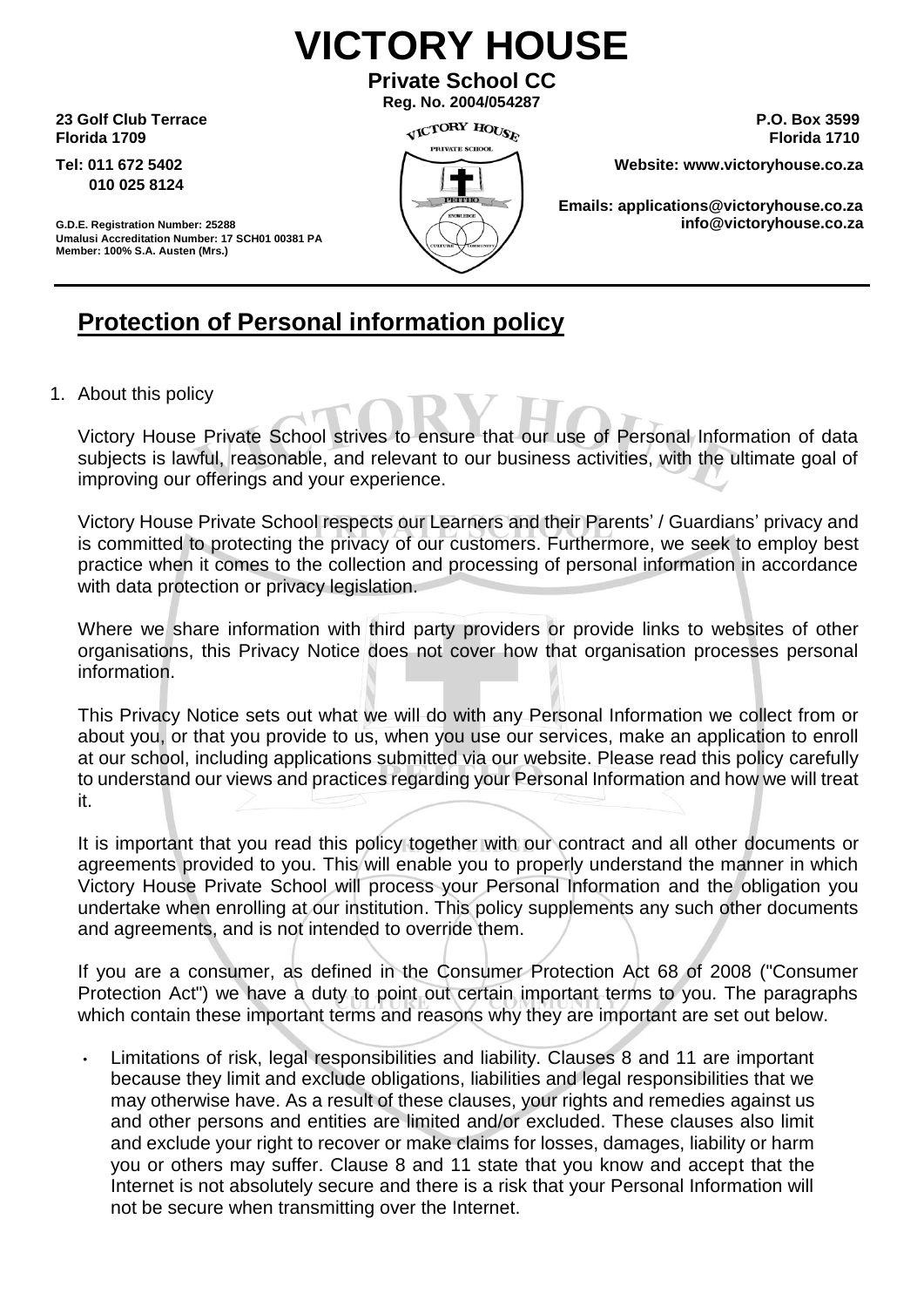# VICTORY HOUSE

**Private School CC**

**Reg. No. 2004/054287**

**23 Golf Club Terrace**
**Florida 1709**

**Tel: 011 672 5402**
**010 025 8124**

**G.D.E. Registration Number: 25288**
**Umalusi Accreditation Number: 17 SCH01 00381 PA**
**Member: 100% S.A. Austen (Mrs.)**

**P.O. Box 3599**
**Florida 1710**

**Website: www.victoryhouse.co.za**

**Emails: applications@victoryhouse.co.za**
**info@victoryhouse.co.za**

## Protection of Personal information policy

1. About this policy

Victory House Private School strives to ensure that our use of Personal Information of data subjects is lawful, reasonable, and relevant to our business activities, with the ultimate goal of improving our offerings and your experience.

Victory House Private School respects our Learners and their Parents' / Guardians' privacy and is committed to protecting the privacy of our customers. Furthermore, we seek to employ best practice when it comes to the collection and processing of personal information in accordance with data protection or privacy legislation.

Where we share information with third party providers or provide links to websites of other organisations, this Privacy Notice does not cover how that organisation processes personal information.

This Privacy Notice sets out what we will do with any Personal Information we collect from or about you, or that you provide to us, when you use our services, make an application to enroll at our school, including applications submitted via our website. Please read this policy carefully to understand our views and practices regarding your Personal Information and how we will treat it.

It is important that you read this policy together with our contract and all other documents or agreements provided to you. This will enable you to properly understand the manner in which Victory House Private School will process your Personal Information and the obligation you undertake when enrolling at our institution. This policy supplements any such other documents and agreements, and is not intended to override them.

If you are a consumer, as defined in the Consumer Protection Act 68 of 2008 ("Consumer Protection Act") we have a duty to point out certain important terms to you. The paragraphs which contain these important terms and reasons why they are important are set out below.

- Limitations of risk, legal responsibilities and liability. Clauses 8 and 11 are important because they limit and exclude obligations, liabilities and legal responsibilities that we may otherwise have. As a result of these clauses, your rights and remedies against us and other persons and entities are limited and/or excluded. These clauses also limit and exclude your right to recover or make claims for losses, damages, liability or harm you or others may suffer. Clause 8 and 11 state that you know and accept that the Internet is not absolutely secure and there is a risk that your Personal Information will not be secure when transmitting over the Internet.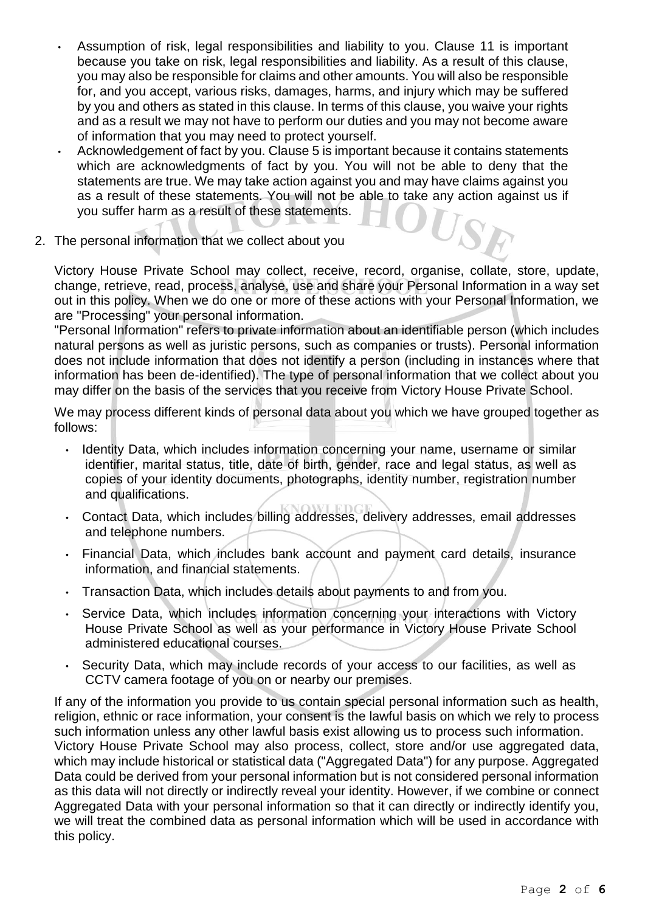- Assumption of risk, legal responsibilities and liability to you. Clause 11 is important because you take on risk, legal responsibilities and liability. As a result of this clause, you may also be responsible for claims and other amounts. You will also be responsible for, and you accept, various risks, damages, harms, and injury which may be suffered by you and others as stated in this clause. In terms of this clause, you waive your rights and as a result we may not have to perform our duties and you may not become aware of information that you may need to protect yourself.
- Acknowledgement of fact by you. Clause 5 is important because it contains statements which are acknowledgments of fact by you. You will not be able to deny that the statements are true. We may take action against you and may have claims against you as a result of these statements. You will not be able to take any action against us if you suffer harm as a result of these statements.

2. The personal information that we collect about you

Victory House Private School may collect, receive, record, organise, collate, store, update, change, retrieve, read, process, analyse, use and share your Personal Information in a way set out in this policy. When we do one or more of these actions with your Personal Information, we are "Processing" your personal information.

"Personal Information" refers to private information about an identifiable person (which includes natural persons as well as juristic persons, such as companies or trusts). Personal information does not include information that does not identify a person (including in instances where that information has been de-identified). The type of personal information that we collect about you may differ on the basis of the services that you receive from Victory House Private School.

We may process different kinds of personal data about you which we have grouped together as follows:

- Identity Data, which includes information concerning your name, username or similar identifier, marital status, title, date of birth, gender, race and legal status, as well as copies of your identity documents, photographs, identity number, registration number and qualifications.
- Contact Data, which includes billing addresses, delivery addresses, email addresses and telephone numbers.
- Financial Data, which includes bank account and payment card details, insurance information, and financial statements.
- Transaction Data, which includes details about payments to and from you.
- Service Data, which includes information concerning your interactions with Victory House Private School as well as your performance in Victory House Private School administered educational courses.
- Security Data, which may include records of your access to our facilities, as well as CCTV camera footage of you on or nearby our premises.

If any of the information you provide to us contain special personal information such as health, religion, ethnic or race information, your consent is the lawful basis on which we rely to process such information unless any other lawful basis exist allowing us to process such information.

Victory House Private School may also process, collect, store and/or use aggregated data, which may include historical or statistical data ("Aggregated Data") for any purpose. Aggregated Data could be derived from your personal information but is not considered personal information as this data will not directly or indirectly reveal your identity. However, if we combine or connect Aggregated Data with your personal information so that it can directly or indirectly identify you, we will treat the combined data as personal information which will be used in accordance with this policy.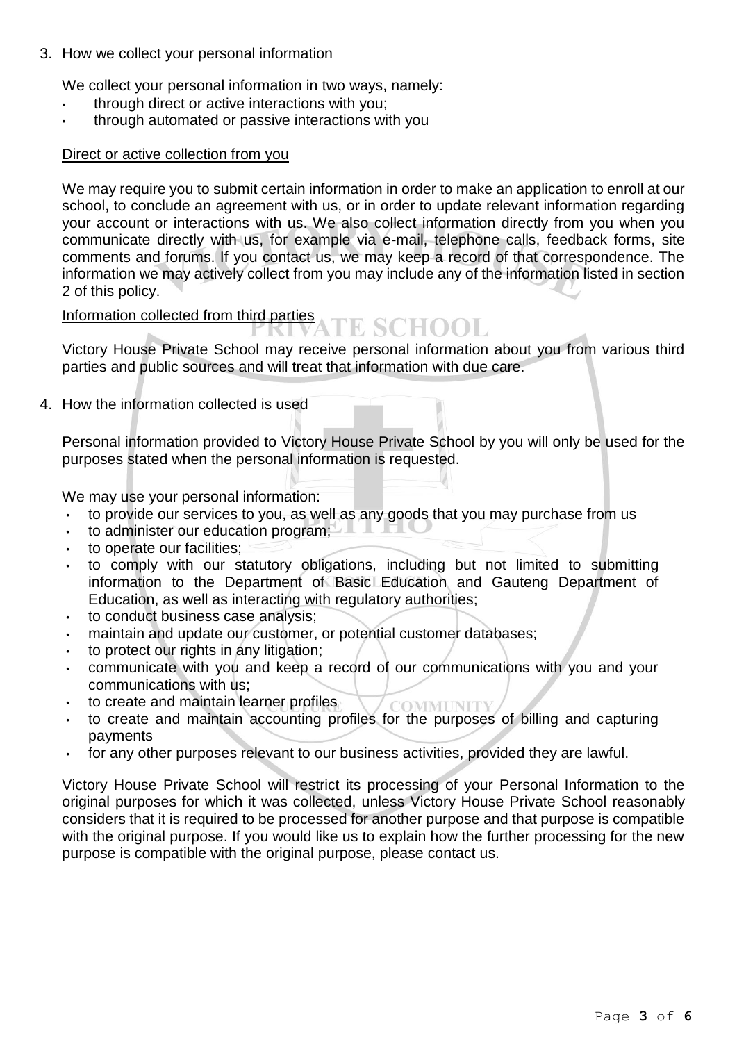3. How we collect your personal information

   We collect your personal information in two ways, namely:

   - through direct or active interactions with you;
   - through automated or passive interactions with you

   Direct or active collection from you

   We may require you to submit certain information in order to make an application to enroll at our school, to conclude an agreement with us, or in order to update relevant information regarding your account or interactions with us. We also collect information directly from you when you communicate directly with us, for example via e-mail, telephone calls, feedback forms, site comments and forums. If you contact us, we may keep a record of that correspondence. The information we may actively collect from you may include any of the information listed in section 2 of this policy.

   Information collected from third parties

   Victory House Private School may receive personal information about you from various third parties and public sources and will treat that information with due care.

4. How the information collected is used

   Personal information provided to Victory House Private School by you will only be used for the purposes stated when the personal information is requested.

   We may use your personal information:

   - to provide our services to you, as well as any goods that you may purchase from us
   - to administer our education program;
   - to operate our facilities;
   - to comply with our statutory obligations, including but not limited to submitting information to the Department of Basic Education and Gauteng Department of Education, as well as interacting with regulatory authorities;
   - to conduct business case analysis;
   - maintain and update our customer, or potential customer databases;
   - to protect our rights in any litigation;
   - communicate with you and keep a record of our communications with you and your communications with us;
   - to create and maintain learner profiles
   - to create and maintain accounting profiles for the purposes of billing and capturing payments
   - for any other purposes relevant to our business activities, provided they are lawful.

   Victory House Private School will restrict its processing of your Personal Information to the original purposes for which it was collected, unless Victory House Private School reasonably considers that it is required to be processed for another purpose and that purpose is compatible with the original purpose. If you would like us to explain how the further processing for the new purpose is compatible with the original purpose, please contact us.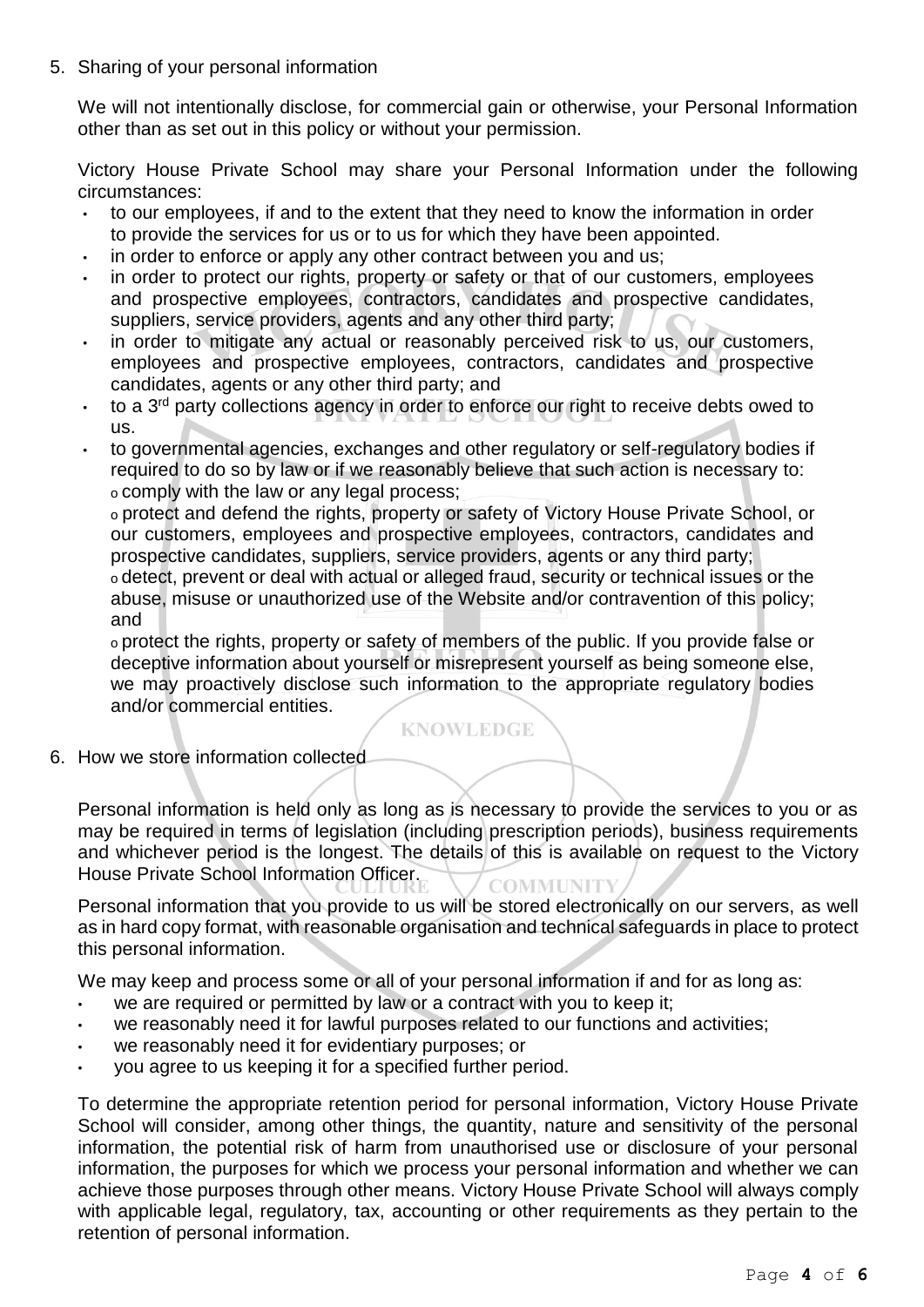5. Sharing of your personal information

   We will not intentionally disclose, for commercial gain or otherwise, your Personal Information other than as set out in this policy or without your permission.

   Victory House Private School may share your Personal Information under the following circumstances:

   - to our employees, if and to the extent that they need to know the information in order to provide the services for us or to us for which they have been appointed.
   - in order to enforce or apply any other contract between you and us;
   - in order to protect our rights, property or safety or that of our customers, employees and prospective employees, contractors, candidates and prospective candidates, suppliers, service providers, agents and any other third party;
   - in order to mitigate any actual or reasonably perceived risk to us, our customers, employees and prospective employees, contractors, candidates and prospective candidates, agents or any other third party; and
   - to a 3rd party collections agency in order to enforce our right to receive debts owed to us.
   - to governmental agencies, exchanges and other regulatory or self-regulatory bodies if required to do so by law or if we reasonably believe that such action is necessary to:
     - comply with the law or any legal process;
     - protect and defend the rights, property or safety of Victory House Private School, or our customers, employees and prospective employees, contractors, candidates and prospective candidates, suppliers, service providers, agents or any third party;
     - detect, prevent or deal with actual or alleged fraud, security or technical issues or the abuse, misuse or unauthorized use of the Website and/or contravention of this policy; and
     - protect the rights, property or safety of members of the public. If you provide false or deceptive information about yourself or misrepresent yourself as being someone else, we may proactively disclose such information to the appropriate regulatory bodies and/or commercial entities.

6. How we store information collected

   Personal information is held only as long as is necessary to provide the services to you or as may be required in terms of legislation (including prescription periods), business requirements and whichever period is the longest. The details of this is available on request to the Victory House Private School Information Officer.

   Personal information that you provide to us will be stored electronically on our servers, as well as in hard copy format, with reasonable organisation and technical safeguards in place to protect this personal information.

   We may keep and process some or all of your personal information if and for as long as:

   - we are required or permitted by law or a contract with you to keep it;
   - we reasonably need it for lawful purposes related to our functions and activities;
   - we reasonably need it for evidentiary purposes; or
   - you agree to us keeping it for a specified further period.

   To determine the appropriate retention period for personal information, Victory House Private School will consider, among other things, the quantity, nature and sensitivity of the personal information, the potential risk of harm from unauthorised use or disclosure of your personal information, the purposes for which we process your personal information and whether we can achieve those purposes through other means. Victory House Private School will always comply with applicable legal, regulatory, tax, accounting or other requirements as they pertain to the retention of personal information.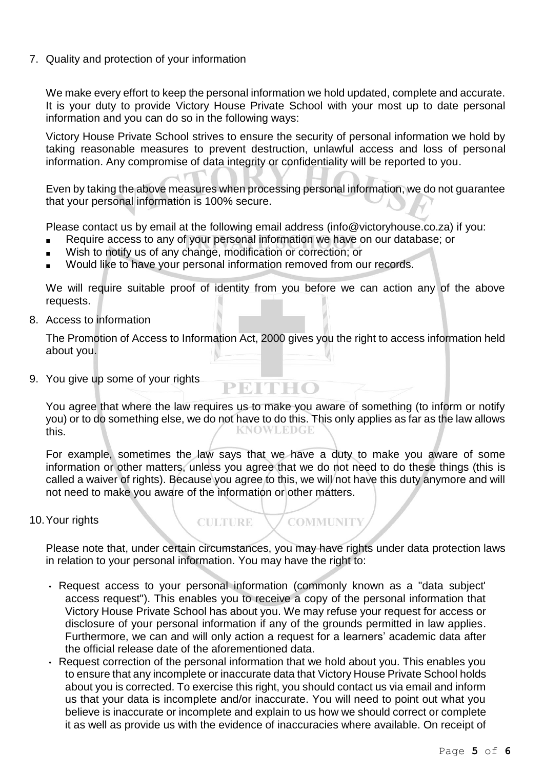## 7. Quality and protection of your information

We make every effort to keep the personal information we hold updated, complete and accurate. It is your duty to provide Victory House Private School with your most up to date personal information and you can do so in the following ways:

Victory House Private School strives to ensure the security of personal information we hold by taking reasonable measures to prevent destruction, unlawful access and loss of personal information. Any compromise of data integrity or confidentiality will be reported to you.

Even by taking the above measures when processing personal information, we do not guarantee that your personal information is 100% secure.

Please contact us by email at the following email address (info@victoryhouse.co.za) if you:

- Require access to any of your personal information we have on our database; or
- Wish to notify us of any change, modification or correction; or
- Would like to have your personal information removed from our records.

We will require suitable proof of identity from you before we can action any of the above requests.

## 8. Access to information

The Promotion of Access to Information Act, 2000 gives you the right to access information held about you.

## 9. You give up some of your rights

You agree that where the law requires us to make you aware of something (to inform or notify you) or to do something else, we do not have to do this. This only applies as far as the law allows this.

For example, sometimes the law says that we have a duty to make you aware of some information or other matters, unless you agree that we do not need to do these things (this is called a waiver of rights). Because you agree to this, we will not have this duty anymore and will not need to make you aware of the information or other matters.

## 10. Your rights

Please note that, under certain circumstances, you may have rights under data protection laws in relation to your personal information. You may have the right to:

- Request access to your personal information (commonly known as a "data subject' access request"). This enables you to receive a copy of the personal information that Victory House Private School has about you. We may refuse your request for access or disclosure of your personal information if any of the grounds permitted in law applies. Furthermore, we can and will only action a request for a learners' academic data after the official release date of the aforementioned data.
- Request correction of the personal information that we hold about you. This enables you to ensure that any incomplete or inaccurate data that Victory House Private School holds about you is corrected. To exercise this right, you should contact us via email and inform us that your data is incomplete and/or inaccurate. You will need to point out what you believe is inaccurate or incomplete and explain to us how we should correct or complete it as well as provide us with the evidence of inaccuracies where available. On receipt of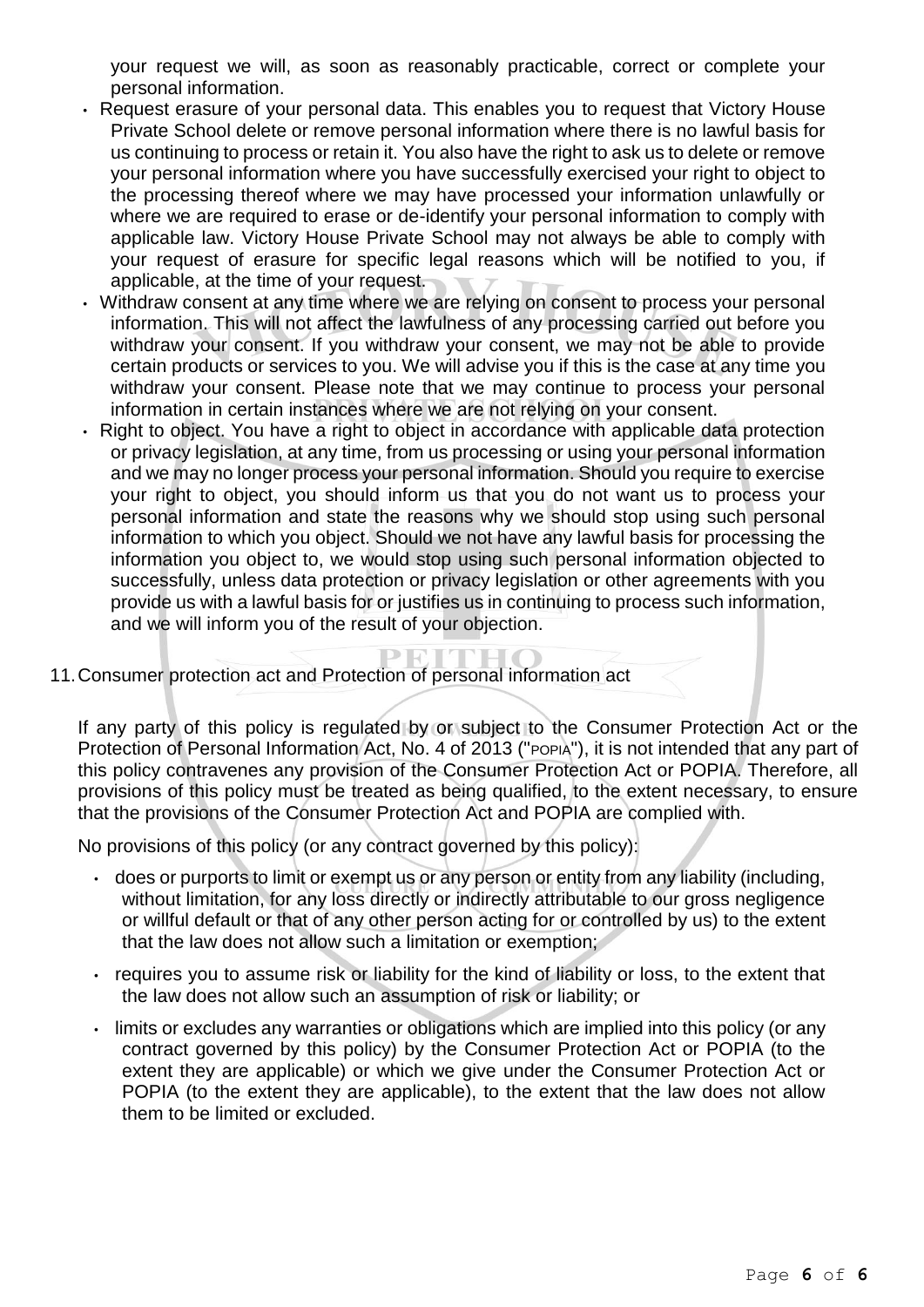your request we will, as soon as reasonably practicable, correct or complete your personal information.

- Request erasure of your personal data. This enables you to request that Victory House Private School delete or remove personal information where there is no lawful basis for us continuing to process or retain it. You also have the right to ask us to delete or remove your personal information where you have successfully exercised your right to object to the processing thereof where we may have processed your information unlawfully or where we are required to erase or de-identify your personal information to comply with applicable law. Victory House Private School may not always be able to comply with your request of erasure for specific legal reasons which will be notified to you, if applicable, at the time of your request.
- Withdraw consent at any time where we are relying on consent to process your personal information. This will not affect the lawfulness of any processing carried out before you withdraw your consent. If you withdraw your consent, we may not be able to provide certain products or services to you. We will advise you if this is the case at any time you withdraw your consent. Please note that we may continue to process your personal information in certain instances where we are not relying on your consent.
- Right to object. You have a right to object in accordance with applicable data protection or privacy legislation, at any time, from us processing or using your personal information and we may no longer process your personal information. Should you require to exercise your right to object, you should inform us that you do not want us to process your personal information and state the reasons why we should stop using such personal information to which you object. Should we not have any lawful basis for processing the information you object to, we would stop using such personal information objected to successfully, unless data protection or privacy legislation or other agreements with you provide us with a lawful basis for or justifies us in continuing to process such information, and we will inform you of the result of your objection.

11. Consumer protection act and Protection of personal information act

If any party of this policy is regulated by or subject to the Consumer Protection Act or the Protection of Personal Information Act, No. 4 of 2013 ("POPIA"), it is not intended that any part of this policy contravenes any provision of the Consumer Protection Act or POPIA. Therefore, all provisions of this policy must be treated as being qualified, to the extent necessary, to ensure that the provisions of the Consumer Protection Act and POPIA are complied with.

No provisions of this policy (or any contract governed by this policy):

- does or purports to limit or exempt us or any person or entity from any liability (including, without limitation, for any loss directly or indirectly attributable to our gross negligence or willful default or that of any other person acting for or controlled by us) to the extent that the law does not allow such a limitation or exemption;
- requires you to assume risk or liability for the kind of liability or loss, to the extent that the law does not allow such an assumption of risk or liability; or
- limits or excludes any warranties or obligations which are implied into this policy (or any contract governed by this policy) by the Consumer Protection Act or POPIA (to the extent they are applicable) or which we give under the Consumer Protection Act or POPIA (to the extent they are applicable), to the extent that the law does not allow them to be limited or excluded.